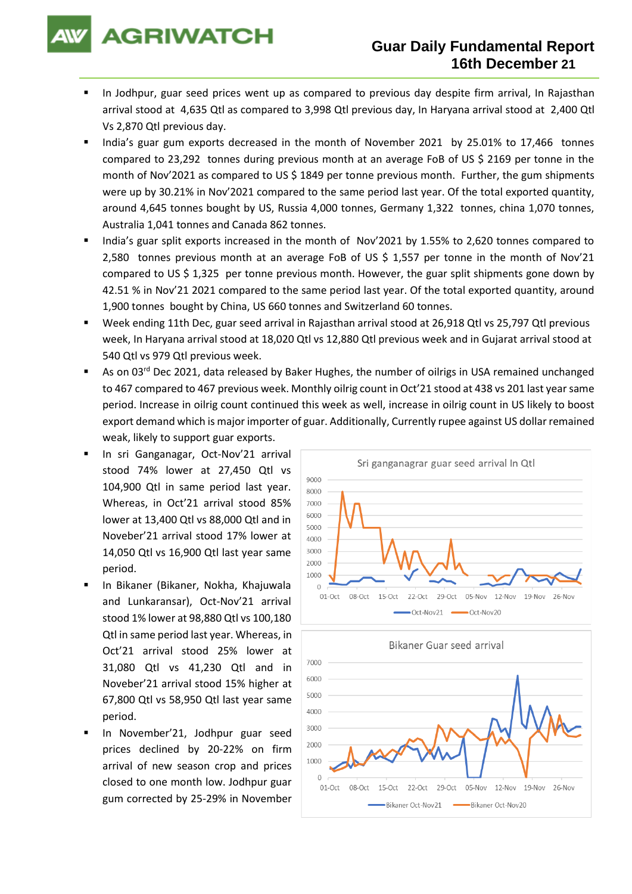# Guar Daily Fundamental Report
## 16th December 21

- In Jodhpur, guar seed prices went up as compared to previous day despite firm arrival, In Rajasthan arrival stood at 4,635 Qtl as compared to 3,998 Qtl previous day, In Haryana arrival stood at 2,400 Qtl Vs 2,870 Qtl previous day.
- India's guar gum exports decreased in the month of November 2021 by 25.01% to 17,466 tonnes compared to 23,292 tonnes during previous month at an average FoB of US $ 2169 per tonne in the month of Nov'2021 as compared to US $ 1849 per tonne previous month. Further, the gum shipments were up by 30.21% in Nov'2021 compared to the same period last year. Of the total exported quantity, around 4,645 tonnes bought by US, Russia 4,000 tonnes, Germany 1,322 tonnes, china 1,070 tonnes, Australia 1,041 tonnes and Canada 862 tonnes.
- India's guar split exports increased in the month of Nov'2021 by 1.55% to 2,620 tonnes compared to 2,580 tonnes previous month at an average FoB of US $ 1,557 per tonne in the month of Nov'21 compared to US $ 1,325 per tonne previous month. However, the guar split shipments gone down by 42.51 % in Nov'21 2021 compared to the same period last year. Of the total exported quantity, around 1,900 tonnes bought by China, US 660 tonnes and Switzerland 60 tonnes.
- Week ending 11th Dec, guar seed arrival in Rajasthan arrival stood at 26,918 Qtl vs 25,797 Qtl previous week, In Haryana arrival stood at 18,020 Qtl vs 12,880 Qtl previous week and in Gujarat arrival stood at 540 Qtl vs 979 Qtl previous week.
- As on 03rd Dec 2021, data released by Baker Hughes, the number of oilrigs in USA remained unchanged to 467 compared to 467 previous week. Monthly oilrig count in Oct'21 stood at 438 vs 201 last year same period. Increase in oilrig count continued this week as well, increase in oilrig count in US likely to boost export demand which is major importer of guar. Additionally, Currently rupee against US dollar remained weak, likely to support guar exports.
- In sri Ganganagar, Oct-Nov'21 arrival stood 74% lower at 27,450 Qtl vs 104,900 Qtl in same period last year. Whereas, in Oct'21 arrival stood 85% lower at 13,400 Qtl vs 88,000 Qtl and in Noveber'21 arrival stood 17% lower at 14,050 Qtl vs 16,900 Qtl last year same period.
- In Bikaner (Bikaner, Nokha, Khajuwala and Lunkaransar), Oct-Nov'21 arrival stood 1% lower at 98,880 Qtl vs 100,180 Qtl in same period last year. Whereas, in Oct'21 arrival stood 25% lower at 31,080 Qtl vs 41,230 Qtl and in Noveber'21 arrival stood 15% higher at 67,800 Qtl vs 58,950 Qtl last year same period.
- In November'21, Jodhpur guar seed prices declined by 20-22% on firm arrival of new season crop and prices closed to one month low. Jodhpur guar gum corrected by 25-29% in November

Sri ganganagrar guar seed arrival In Qtl

Bikaner Guar seed arrival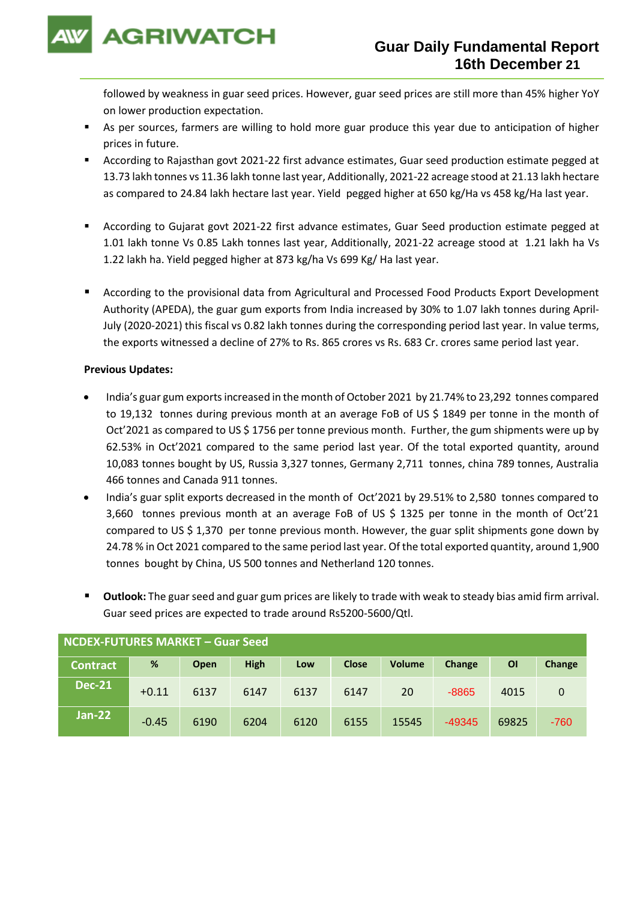followed by weakness in guar seed prices. However, guar seed prices are still more than 45% higher YoY on lower production expectation.

- As per sources, farmers are willing to hold more guar produce this year due to anticipation of higher prices in future.
- According to Rajasthan govt 2021-22 first advance estimates, Guar seed production estimate pegged at 13.73 lakh tonnes vs 11.36 lakh tonne last year, Additionally, 2021-22 acreage stood at 21.13 lakh hectare as compared to 24.84 lakh hectare last year. Yield pegged higher at 650 kg/Ha vs 458 kg/Ha last year.
- According to Gujarat govt 2021-22 first advance estimates, Guar Seed production estimate pegged at 1.01 lakh tonne Vs 0.85 Lakh tonnes last year, Additionally, 2021-22 acreage stood at 1.21 lakh ha Vs 1.22 lakh ha. Yield pegged higher at 873 kg/ha Vs 699 Kg/ Ha last year.
- According to the provisional data from Agricultural and Processed Food Products Export Development Authority (APEDA), the guar gum exports from India increased by 30% to 1.07 lakh tonnes during April-July (2020-2021) this fiscal vs 0.82 lakh tonnes during the corresponding period last year. In value terms, the exports witnessed a decline of 27% to Rs. 865 crores vs Rs. 683 Cr. crores same period last year.

**Previous Updates:**

- India's guar gum exports increased in the month of October 2021 by 21.74% to 23,292 tonnes compared to 19,132 tonnes during previous month at an average FoB of US $ 1849 per tonne in the month of Oct'2021 as compared to US $ 1756 per tonne previous month. Further, the gum shipments were up by 62.53% in Oct'2021 compared to the same period last year. Of the total exported quantity, around 10,083 tonnes bought by US, Russia 3,327 tonnes, Germany 2,711 tonnes, china 789 tonnes, Australia 466 tonnes and Canada 911 tonnes.
- India's guar split exports decreased in the month of Oct'2021 by 29.51% to 2,580 tonnes compared to 3,660 tonnes previous month at an average FoB of US $ 1325 per tonne in the month of Oct'21 compared to US $ 1,370 per tonne previous month. However, the guar split shipments gone down by 24.78 % in Oct 2021 compared to the same period last year. Of the total exported quantity, around 1,900 tonnes bought by China, US 500 tonnes and Netherland 120 tonnes.

- **Outlook:** The guar seed and guar gum prices are likely to trade with weak to steady bias amid firm arrival. Guar seed prices are expected to trade around Rs5200-5600/Qtl.

**NCDEX-FUTURES MARKET – Guar Seed**

| Contract | % | Open | High | Low | Close | Volume | Change | OI | Change |
|---|---|---|---|---|---|---|---|---|---|
| Dec-21 | +0.11 | 6137 | 6147 | 6137 | 6147 | 20 | -8865 | 4015 | 0 |
| Jan-22 | -0.45 | 6190 | 6204 | 6120 | 6155 | 15545 | -49345 | 69825 | -760 |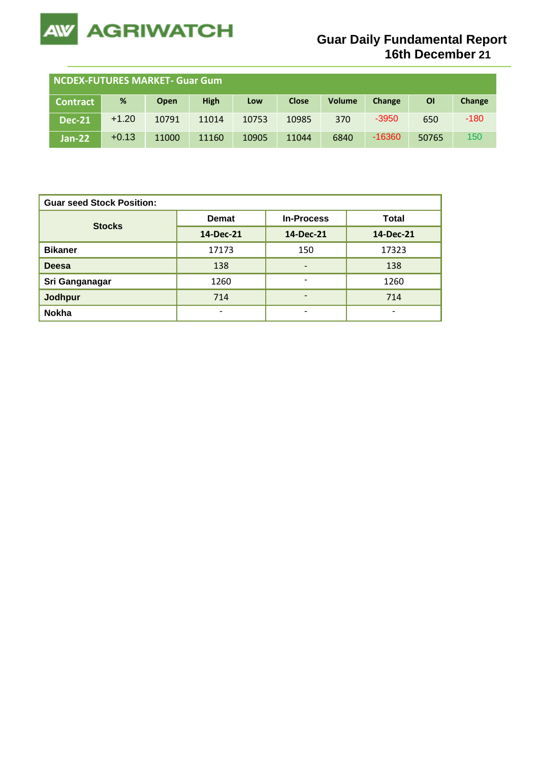# Guar Daily Fundamental Report
## 16th December 21

| NCDEX-FUTURES MARKET- Guar Gum | | | | | | | | | |
|---|---|---|---|---|---|---|---|---|---|
| Contract | % | Open | High | Low | Close | Volume | Change | OI | Change |
| Dec-21 | +1.20 | 10791 | 11014 | 10753 | 10985 | 370 | -3950 | 650 | -180 |
| Jan-22 | +0.13 | 11000 | 11160 | 10905 | 11044 | 6840 | -16360 | 50765 | 150 |

| Guar seed Stock Position: | | | |
|---|---|---|---|
| Stocks | Demat | In-Process | Total |
| | 14-Dec-21 | 14-Dec-21 | 14-Dec-21 |
| Bikaner | 17173 | 150 | 17323 |
| Deesa | 138 | - | 138 |
| Sri Ganganagar | 1260 | - | 1260 |
| Jodhpur | 714 | - | 714 |
| Nokha | - | - | - |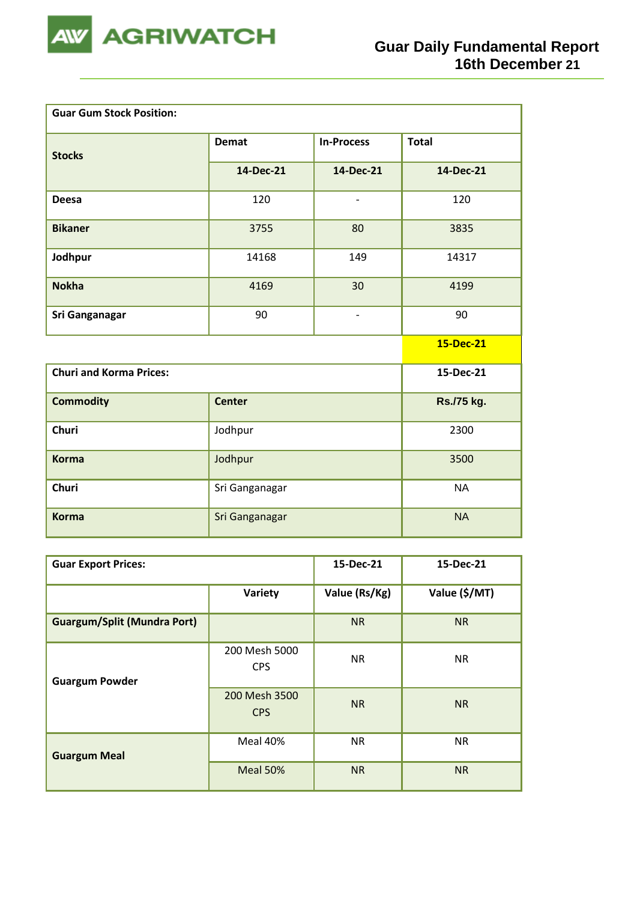## Guar Gum Stock Position:

| Stocks | Demat | In-Process | Total |
|---|---|---|---|
| | 14-Dec-21 | 14-Dec-21 | 14-Dec-21 |
| **Deesa** | 120 | - | 120 |
| **Bikaner** | 3755 | 80 | 3835 |
| **Jodhpur** | 14168 | 149 | 14317 |
| **Nokha** | 4169 | 30 | 4199 |
| **Sri Ganganagar** | 90 | - | 90 |

## Churi and Korma Prices:

| Commodity | Center | 15-Dec-21 |
|---|---|---|
| | | Rs./75 kg. |
| **Churi** | Jodhpur | 2300 |
| **Korma** | Jodhpur | 3500 |
| **Churi** | Sri Ganganagar | NA |
| **Korma** | Sri Ganganagar | NA |

## Guar Export Prices:

| | Variety | 15-Dec-21 | 15-Dec-21 |
|---|---|---|---|
| | | Value (Rs/Kg) | Value ($/MT) |
| **Guargum/Split (Mundra Port)** | | NR | NR |
| **Guargum Powder** | 200 Mesh 5000 CPS | NR | NR |
| | 200 Mesh 3500 CPS | NR | NR |
| **Guargum Meal** | Meal 40% | NR | NR |
| | Meal 50% | NR | NR |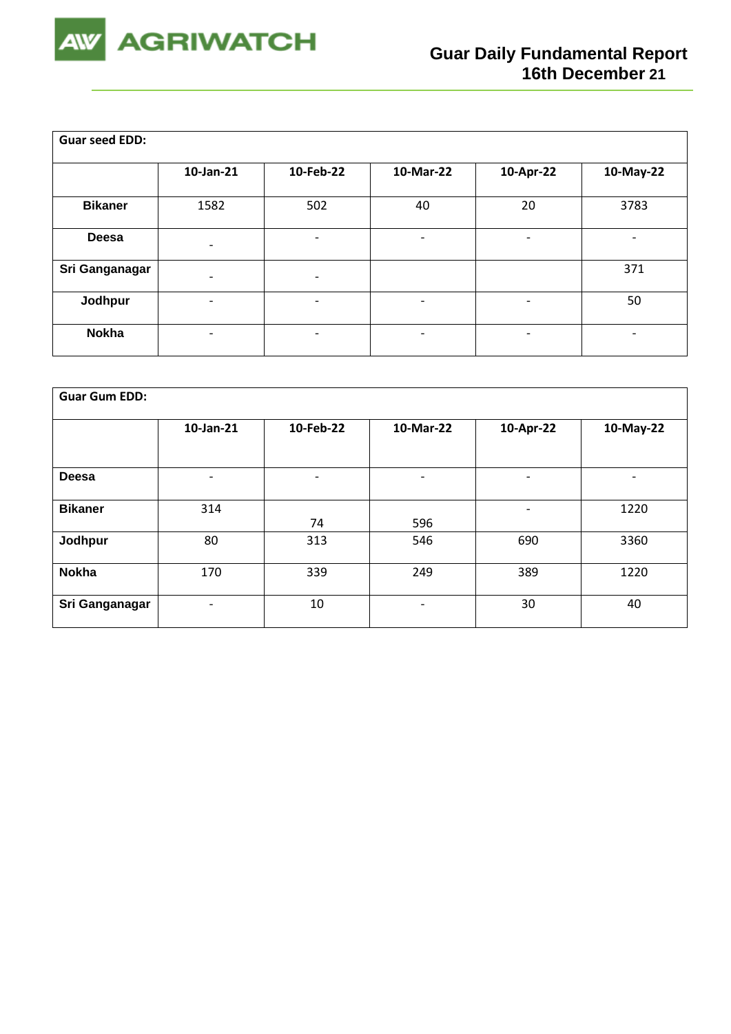| Guar seed EDD: | | | | | |
|---|---|---|---|---|---|
| | 10-Jan-21 | 10-Feb-22 | 10-Mar-22 | 10-Apr-22 | 10-May-22 |
| Bikaner | 1582 | 502 | 40 | 20 | 3783 |
| Deesa | - | - | - | - | - |
| Sri Ganganagar | - | - | | | 371 |
| Jodhpur | - | - | - | - | 50 |
| Nokha | - | - | - | - | - |

| Guar Gum EDD: | | | | | |
|---|---|---|---|---|---|
| | 10-Jan-21 | 10-Feb-22 | 10-Mar-22 | 10-Apr-22 | 10-May-22 |
| Deesa | - | - | - | - | - |
| Bikaner | 314 | 74 | 596 | - | 1220 |
| Jodhpur | 80 | 313 | 546 | 690 | 3360 |
| Nokha | 170 | 339 | 249 | 389 | 1220 |
| Sri Ganganagar | - | 10 | - | 30 | 40 |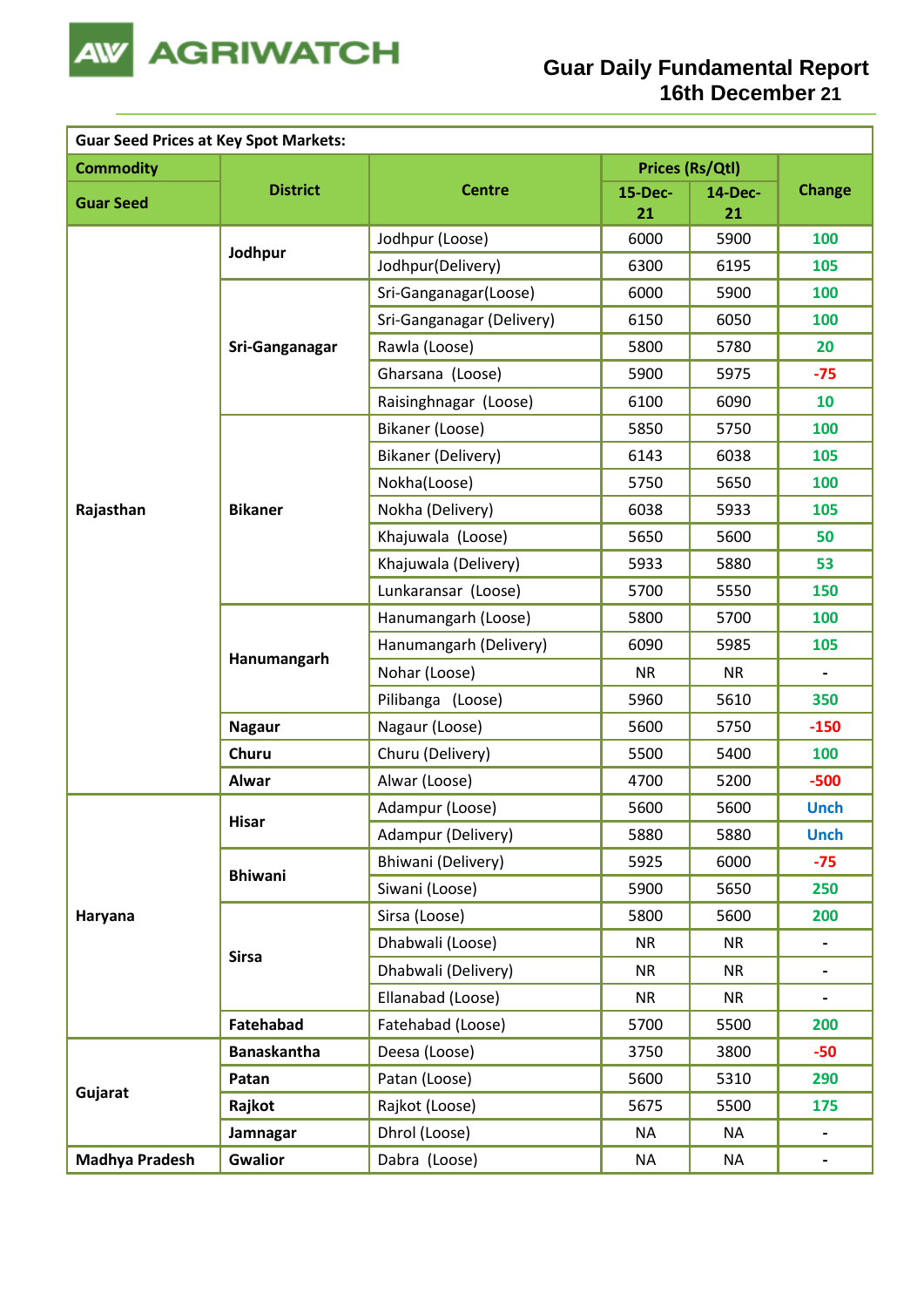# Guar Daily Fundamental Report
## 16th December 21

**Guar Seed Prices at Key Spot Markets:**

| Commodity | District | Centre | Prices (Rs/Qtl) | | Change |
|---|---|---|---|---|---|
| Guar Seed | | | 15-Dec-21 | 14-Dec-21 | |
| Rajasthan | Jodhpur | Jodhpur (Loose) | 6000 | 5900 | 100 |
| | | Jodhpur(Delivery) | 6300 | 6195 | 105 |
| | Sri-Ganganagar | Sri-Ganganagar(Loose) | 6000 | 5900 | 100 |
| | | Sri-Ganganagar (Delivery) | 6150 | 6050 | 100 |
| | | Rawla (Loose) | 5800 | 5780 | 20 |
| | | Gharsana (Loose) | 5900 | 5975 | -75 |
| | | Raisinghnagar (Loose) | 6100 | 6090 | 10 |
| | Bikaner | Bikaner (Loose) | 5850 | 5750 | 100 |
| | | Bikaner (Delivery) | 6143 | 6038 | 105 |
| | | Nokha(Loose) | 5750 | 5650 | 100 |
| | | Nokha (Delivery) | 6038 | 5933 | 105 |
| | | Khajuwala (Loose) | 5650 | 5600 | 50 |
| | | Khajuwala (Delivery) | 5933 | 5880 | 53 |
| | | Lunkaransar (Loose) | 5700 | 5550 | 150 |
| | Hanumangarh | Hanumangarh (Loose) | 5800 | 5700 | 100 |
| | | Hanumangarh (Delivery) | 6090 | 5985 | 105 |
| | | Nohar (Loose) | NR | NR | - |
| | | Pilibanga (Loose) | 5960 | 5610 | 350 |
| | Nagaur | Nagaur (Loose) | 5600 | 5750 | -150 |
| | Churu | Churu (Delivery) | 5500 | 5400 | 100 |
| | Alwar | Alwar (Loose) | 4700 | 5200 | -500 |
| Haryana | Hisar | Adampur (Loose) | 5600 | 5600 | Unch |
| | | Adampur (Delivery) | 5880 | 5880 | Unch |
| | Bhiwani | Bhiwani (Delivery) | 5925 | 6000 | -75 |
| | | Siwani (Loose) | 5900 | 5650 | 250 |
| | Sirsa | Sirsa (Loose) | 5800 | 5600 | 200 |
| | | Dhabwali (Loose) | NR | NR | - |
| | | Dhabwali (Delivery) | NR | NR | - |
| | | Ellanabad (Loose) | NR | NR | - |
| | Fatehabad | Fatehabad (Loose) | 5700 | 5500 | 200 |
| Gujarat | Banaskantha | Deesa (Loose) | 3750 | 3800 | -50 |
| | Patan | Patan (Loose) | 5600 | 5310 | 290 |
| | Rajkot | Rajkot (Loose) | 5675 | 5500 | 175 |
| | Jamnagar | Dhrol (Loose) | NA | NA | - |
| Madhya Pradesh | Gwalior | Dabra (Loose) | NA | NA | - |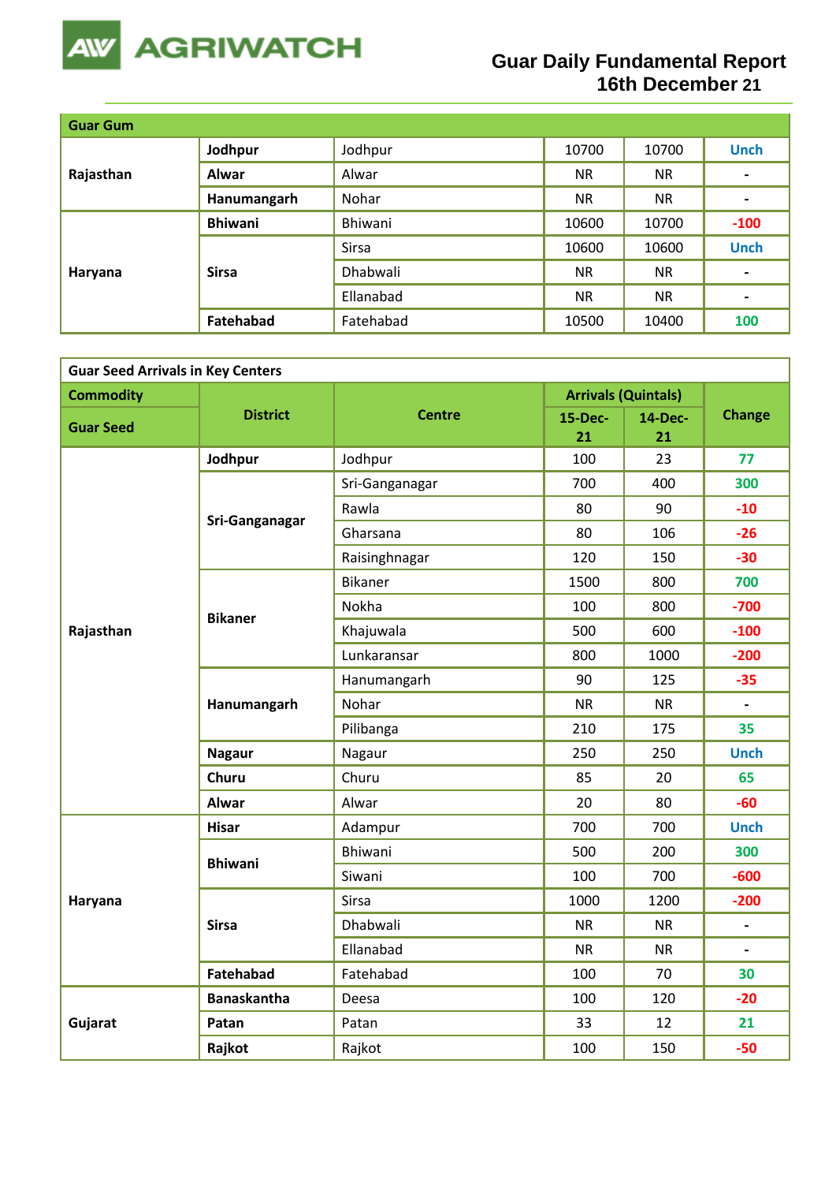# Guar Daily Fundamental Report
## 16th December 21

| Guar Gum | | | | | |
|---|---|---|---|---|---|
| Rajasthan | Jodhpur | Jodhpur | 10700 | 10700 | Unch |
| | Alwar | Alwar | NR | NR | - |
| | Hanumangarh | Nohar | NR | NR | - |
| Haryana | Bhiwani | Bhiwani | 10600 | 10700 | -100 |
| | Sirsa | Sirsa | 10600 | 10600 | Unch |
| | | Dhabwali | NR | NR | - |
| | | Ellanabad | NR | NR | - |
| | Fatehabad | Fatehabad | 10500 | 10400 | 100 |

**Guar Seed Arrivals in Key Centers**

| Commodity | District | Centre | Arrivals (Quintals) | | Change |
|---|---|---|---|---|---|
| Guar Seed | | | 15-Dec-21 | 14-Dec-21 | |
| Rajasthan | Jodhpur | Jodhpur | 100 | 23 | 77 |
| | Sri-Ganganagar | Sri-Ganganagar | 700 | 400 | 300 |
| | | Rawla | 80 | 90 | -10 |
| | | Gharsana | 80 | 106 | -26 |
| | | Raisinghnagar | 120 | 150 | -30 |
| | Bikaner | Bikaner | 1500 | 800 | 700 |
| | | Nokha | 100 | 800 | -700 |
| | | Khajuwala | 500 | 600 | -100 |
| | | Lunkaransar | 800 | 1000 | -200 |
| | Hanumangarh | Hanumangarh | 90 | 125 | -35 |
| | | Nohar | NR | NR | - |
| | | Pilibanga | 210 | 175 | 35 |
| | Nagaur | Nagaur | 250 | 250 | Unch |
| | Churu | Churu | 85 | 20 | 65 |
| | Alwar | Alwar | 20 | 80 | -60 |
| Haryana | Hisar | Adampur | 700 | 700 | Unch |
| | Bhiwani | Bhiwani | 500 | 200 | 300 |
| | | Siwani | 100 | 700 | -600 |
| | Sirsa | Sirsa | 1000 | 1200 | -200 |
| | | Dhabwali | NR | NR | - |
| | | Ellanabad | NR | NR | - |
| | Fatehabad | Fatehabad | 100 | 70 | 30 |
| Gujarat | Banaskantha | Deesa | 100 | 120 | -20 |
| | Patan | Patan | 33 | 12 | 21 |
| | Rajkot | Rajkot | 100 | 150 | -50 |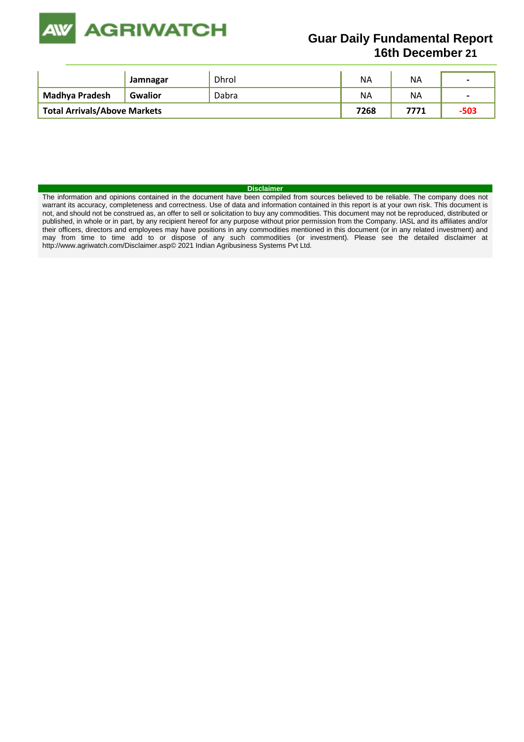| | | | | | |
|---|---|---|---|---|---|
| | Jamnagar | Dhrol | NA | NA | - |
| Madhya Pradesh | Gwalior | Dabra | NA | NA | - |
| **Total Arrivals/Above Markets** | | | **7268** | **7771** | **-503** |

**Disclaimer**

The information and opinions contained in the document have been compiled from sources believed to be reliable. The company does not warrant its accuracy, completeness and correctness. Use of data and information contained in this report is at your own risk. This document is not, and should not be construed as, an offer to sell or solicitation to buy any commodities. This document may not be reproduced, distributed or published, in whole or in part, by any recipient hereof for any purpose without prior permission from the Company. IASL and its affiliates and/or their officers, directors and employees may have positions in any commodities mentioned in this document (or in any related investment) and may from time to time add to or dispose of any such commodities (or investment). Please see the detailed disclaimer at http://www.agriwatch.com/Disclaimer.asp© 2021 Indian Agribusiness Systems Pvt Ltd.